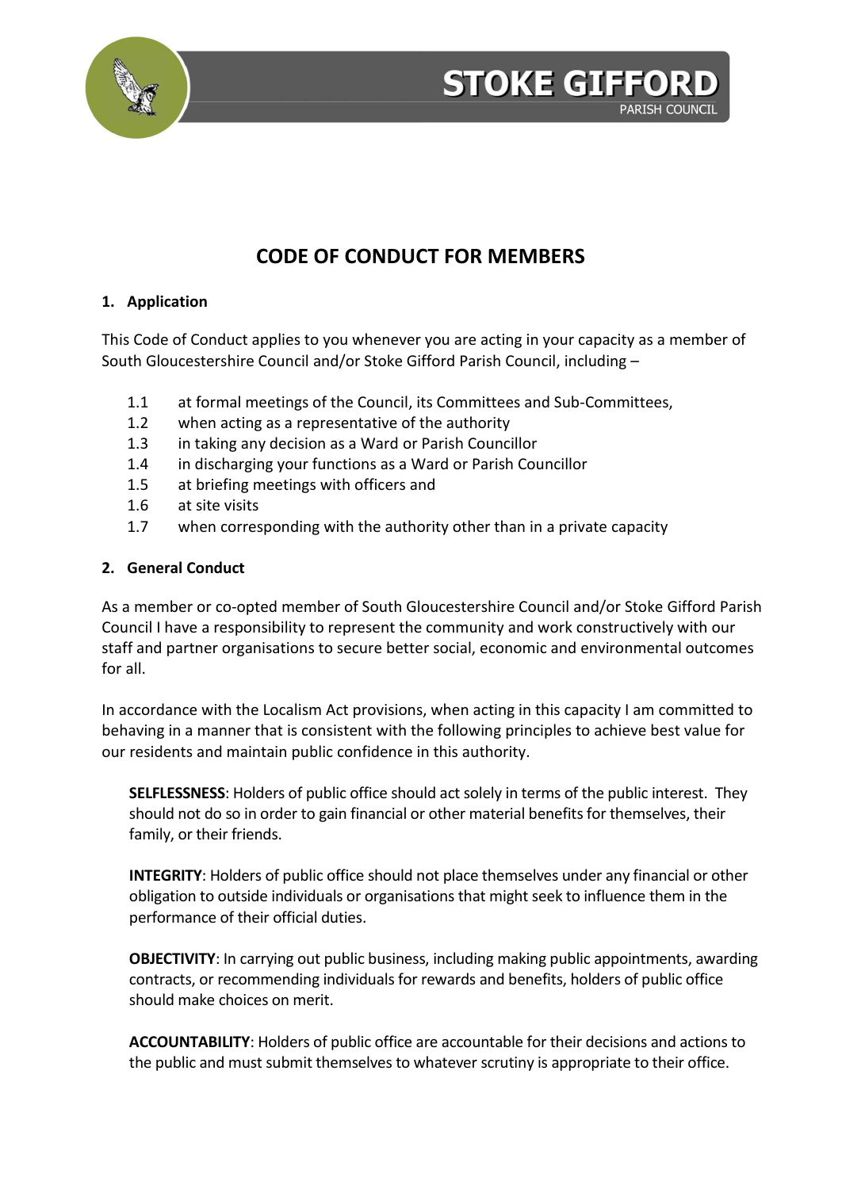# CODE OF CONDUCT FOR MEMBERS

## 1. Application

This Code of Conduct applies to you whenever you are acting in your capacity as a member of South Gloucestershire Council and/or Stoke Gifford Parish Council, including –

1.1 at formal meetings of the Council, its Committees and Sub-Committees,
1.2 when acting as a representative of the authority
1.3 in taking any decision as a Ward or Parish Councillor
1.4 in discharging your functions as a Ward or Parish Councillor
1.5 at briefing meetings with officers and
1.6 at site visits
1.7 when corresponding with the authority other than in a private capacity

## 2. General Conduct

As a member or co-opted member of South Gloucestershire Council and/or Stoke Gifford Parish Council I have a responsibility to represent the community and work constructively with our staff and partner organisations to secure better social, economic and environmental outcomes for all.

In accordance with the Localism Act provisions, when acting in this capacity I am committed to behaving in a manner that is consistent with the following principles to achieve best value for our residents and maintain public confidence in this authority.

**SELFLESSNESS**: Holders of public office should act solely in terms of the public interest. They should not do so in order to gain financial or other material benefits for themselves, their family, or their friends.

**INTEGRITY**: Holders of public office should not place themselves under any financial or other obligation to outside individuals or organisations that might seek to influence them in the performance of their official duties.

**OBJECTIVITY**: In carrying out public business, including making public appointments, awarding contracts, or recommending individuals for rewards and benefits, holders of public office should make choices on merit.

**ACCOUNTABILITY**: Holders of public office are accountable for their decisions and actions to the public and must submit themselves to whatever scrutiny is appropriate to their office.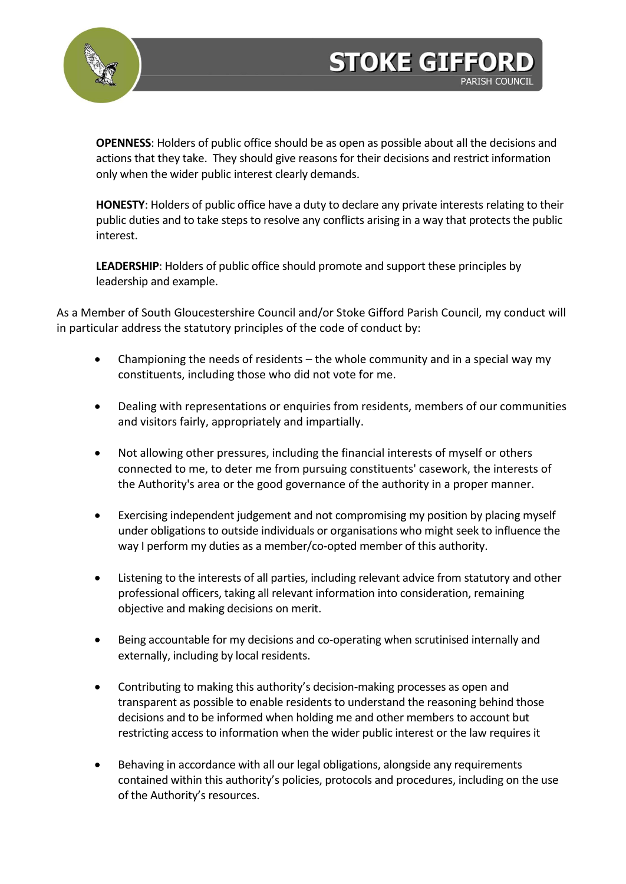**OPENNESS**: Holders of public office should be as open as possible about all the decisions and actions that they take. They should give reasons for their decisions and restrict information only when the wider public interest clearly demands.

**HONESTY**: Holders of public office have a duty to declare any private interests relating to their public duties and to take steps to resolve any conflicts arising in a way that protects the public interest.

**LEADERSHIP**: Holders of public office should promote and support these principles by leadership and example.

As a Member of South Gloucestershire Council and/or Stoke Gifford Parish Council*,* my conduct will in particular address the statutory principles of the code of conduct by:

- Championing the needs of residents – the whole community and in a special way my constituents, including those who did not vote for me.
- Dealing with representations or enquiries from residents, members of our communities and visitors fairly, appropriately and impartially.
- Not allowing other pressures, including the financial interests of myself or others connected to me, to deter me from pursuing constituents' casework, the interests of the Authority's area or the good governance of the authority in a proper manner.
- Exercising independent judgement and not compromising my position by placing myself under obligations to outside individuals or organisations who might seek to influence the way I perform my duties as a member/co-opted member of this authority.
- Listening to the interests of all parties, including relevant advice from statutory and other professional officers, taking all relevant information into consideration, remaining objective and making decisions on merit.
- Being accountable for my decisions and co-operating when scrutinised internally and externally, including by local residents.
- Contributing to making this authority's decision-making processes as open and transparent as possible to enable residents to understand the reasoning behind those decisions and to be informed when holding me and other members to account but restricting access to information when the wider public interest or the law requires it
- Behaving in accordance with all our legal obligations, alongside any requirements contained within this authority's policies, protocols and procedures, including on the use of the Authority's resources.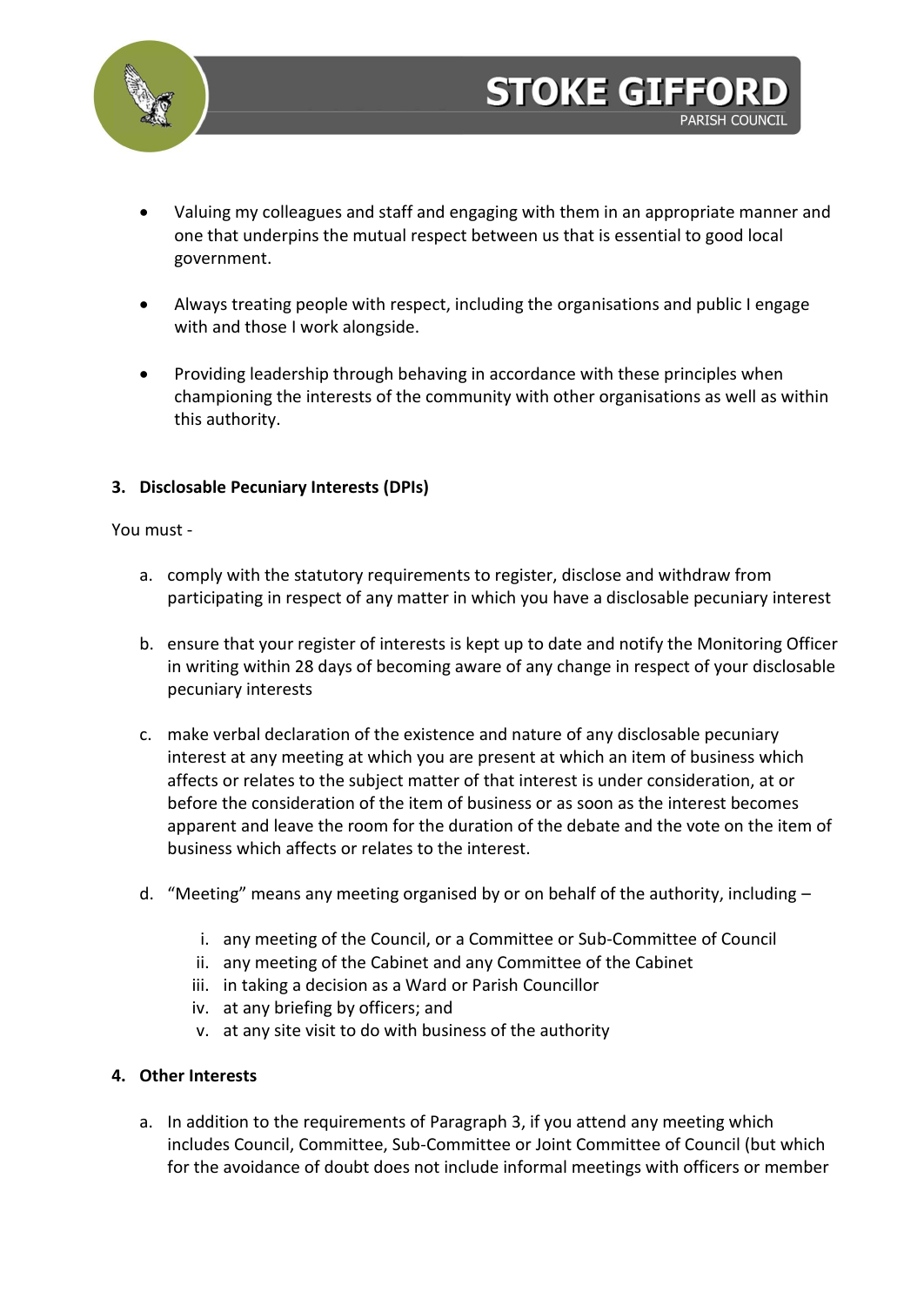- Valuing my colleagues and staff and engaging with them in an appropriate manner and one that underpins the mutual respect between us that is essential to good local government.

- Always treating people with respect, including the organisations and public I engage with and those I work alongside.

- Providing leadership through behaving in accordance with these principles when championing the interests of the community with other organisations as well as within this authority.

### 3. Disclosable Pecuniary Interests (DPIs)

You must -

a. comply with the statutory requirements to register, disclose and withdraw from participating in respect of any matter in which you have a disclosable pecuniary interest

b. ensure that your register of interests is kept up to date and notify the Monitoring Officer in writing within 28 days of becoming aware of any change in respect of your disclosable pecuniary interests

c. make verbal declaration of the existence and nature of any disclosable pecuniary interest at any meeting at which you are present at which an item of business which affects or relates to the subject matter of that interest is under consideration, at or before the consideration of the item of business or as soon as the interest becomes apparent and leave the room for the duration of the debate and the vote on the item of business which affects or relates to the interest.

d. "Meeting" means any meeting organised by or on behalf of the authority, including –

   i. any meeting of the Council, or a Committee or Sub-Committee of Council
   ii. any meeting of the Cabinet and any Committee of the Cabinet
   iii. in taking a decision as a Ward or Parish Councillor
   iv. at any briefing by officers; and
   v. at any site visit to do with business of the authority

### 4. Other Interests

a. In addition to the requirements of Paragraph 3, if you attend any meeting which includes Council, Committee, Sub-Committee or Joint Committee of Council (but which for the avoidance of doubt does not include informal meetings with officers or member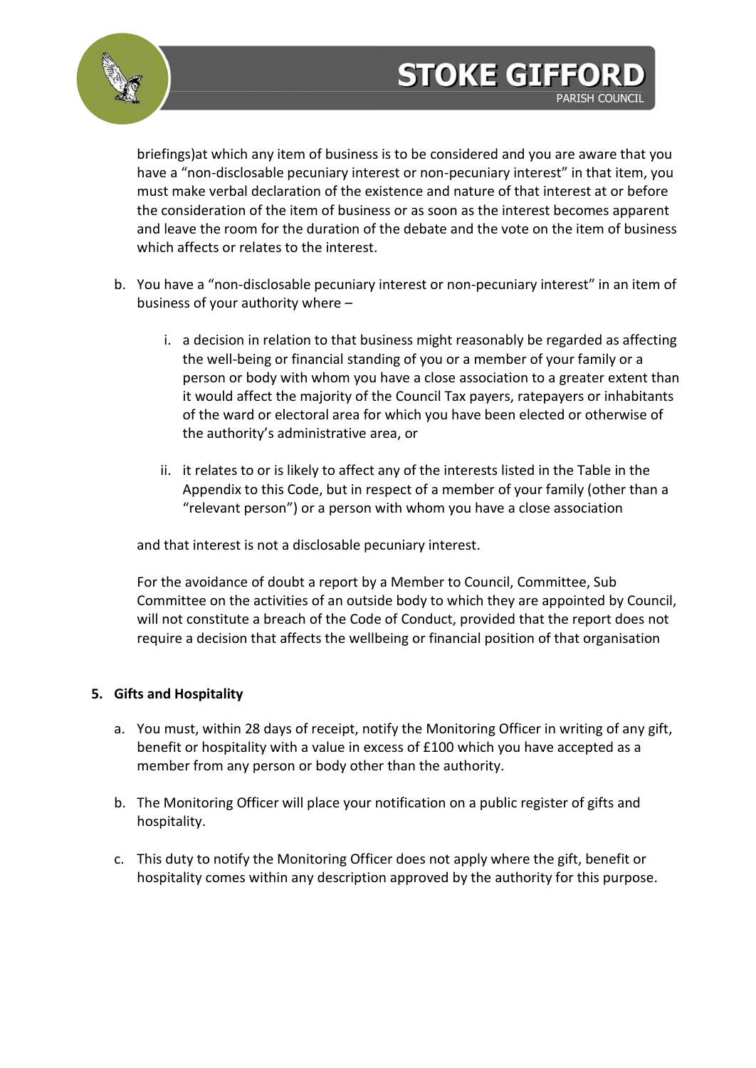briefings)at which any item of business is to be considered and you are aware that you have a "non-disclosable pecuniary interest or non-pecuniary interest" in that item, you must make verbal declaration of the existence and nature of that interest at or before the consideration of the item of business or as soon as the interest becomes apparent and leave the room for the duration of the debate and the vote on the item of business which affects or relates to the interest.

b. You have a "non-disclosable pecuniary interest or non-pecuniary interest" in an item of business of your authority where –

    i. a decision in relation to that business might reasonably be regarded as affecting the well-being or financial standing of you or a member of your family or a person or body with whom you have a close association to a greater extent than it would affect the majority of the Council Tax payers, ratepayers or inhabitants of the ward or electoral area for which you have been elected or otherwise of the authority's administrative area, or

    ii. it relates to or is likely to affect any of the interests listed in the Table in the Appendix to this Code, but in respect of a member of your family (other than a "relevant person") or a person with whom you have a close association

    and that interest is not a disclosable pecuniary interest.

    For the avoidance of doubt a report by a Member to Council, Committee, Sub Committee on the activities of an outside body to which they are appointed by Council, will not constitute a breach of the Code of Conduct, provided that the report does not require a decision that affects the wellbeing or financial position of that organisation

**5. Gifts and Hospitality**

a. You must, within 28 days of receipt, notify the Monitoring Officer in writing of any gift, benefit or hospitality with a value in excess of £100 which you have accepted as a member from any person or body other than the authority.

b. The Monitoring Officer will place your notification on a public register of gifts and hospitality.

c. This duty to notify the Monitoring Officer does not apply where the gift, benefit or hospitality comes within any description approved by the authority for this purpose.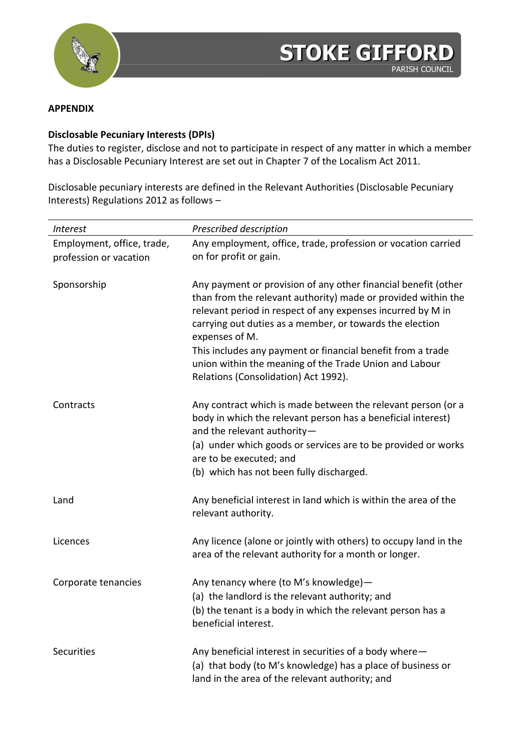**APPENDIX**

**Disclosable Pecuniary Interests (DPIs)**

The duties to register, disclose and not to participate in respect of any matter in which a member has a Disclosable Pecuniary Interest are set out in Chapter 7 of the Localism Act 2011.

Disclosable pecuniary interests are defined in the Relevant Authorities (Disclosable Pecuniary Interests) Regulations 2012 as follows –

| *Interest* | *Prescribed description* |
|---|---|
| Employment, office, trade, profession or vocation | Any employment, office, trade, profession or vocation carried on for profit or gain. |
| Sponsorship | Any payment or provision of any other financial benefit (other than from the relevant authority) made or provided within the relevant period in respect of any expenses incurred by M in carrying out duties as a member, or towards the election expenses of M.<br>This includes any payment or financial benefit from a trade union within the meaning of the Trade Union and Labour Relations (Consolidation) Act 1992). |
| Contracts | Any contract which is made between the relevant person (or a body in which the relevant person has a beneficial interest) and the relevant authority—<br>(a) under which goods or services are to be provided or works are to be executed; and<br>(b) which has not been fully discharged. |
| Land | Any beneficial interest in land which is within the area of the relevant authority. |
| Licences | Any licence (alone or jointly with others) to occupy land in the area of the relevant authority for a month or longer. |
| Corporate tenancies | Any tenancy where (to M's knowledge)—<br>(a) the landlord is the relevant authority; and<br>(b) the tenant is a body in which the relevant person has a beneficial interest. |
| Securities | Any beneficial interest in securities of a body where—<br>(a) that body (to M's knowledge) has a place of business or land in the area of the relevant authority; and |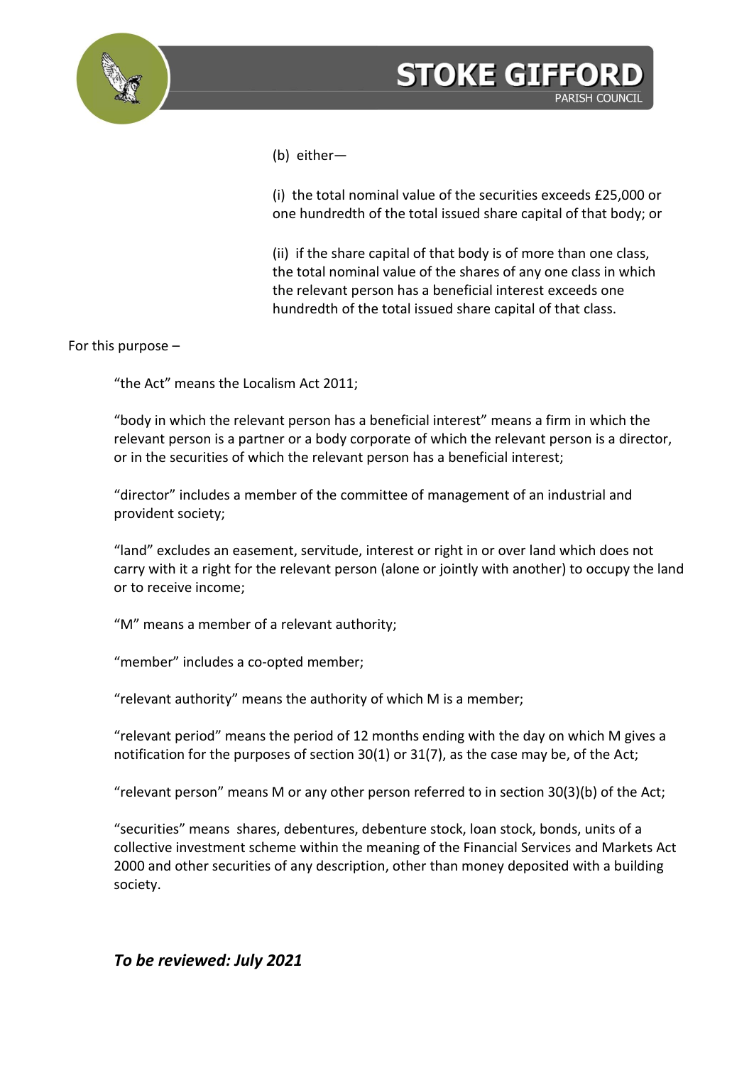(b) either—

(i) the total nominal value of the securities exceeds £25,000 or one hundredth of the total issued share capital of that body; or

(ii) if the share capital of that body is of more than one class, the total nominal value of the shares of any one class in which the relevant person has a beneficial interest exceeds one hundredth of the total issued share capital of that class.

For this purpose –

"the Act" means the Localism Act 2011;

"body in which the relevant person has a beneficial interest" means a firm in which the relevant person is a partner or a body corporate of which the relevant person is a director, or in the securities of which the relevant person has a beneficial interest;

"director" includes a member of the committee of management of an industrial and provident society;

"land" excludes an easement, servitude, interest or right in or over land which does not carry with it a right for the relevant person (alone or jointly with another) to occupy the land or to receive income;

"M" means a member of a relevant authority;

"member" includes a co-opted member;

"relevant authority" means the authority of which M is a member;

"relevant period" means the period of 12 months ending with the day on which M gives a notification for the purposes of section 30(1) or 31(7), as the case may be, of the Act;

"relevant person" means M or any other person referred to in section 30(3)(b) of the Act;

"securities" means shares, debentures, debenture stock, loan stock, bonds, units of a collective investment scheme within the meaning of the Financial Services and Markets Act 2000 and other securities of any description, other than money deposited with a building society.

***To be reviewed: July 2021***